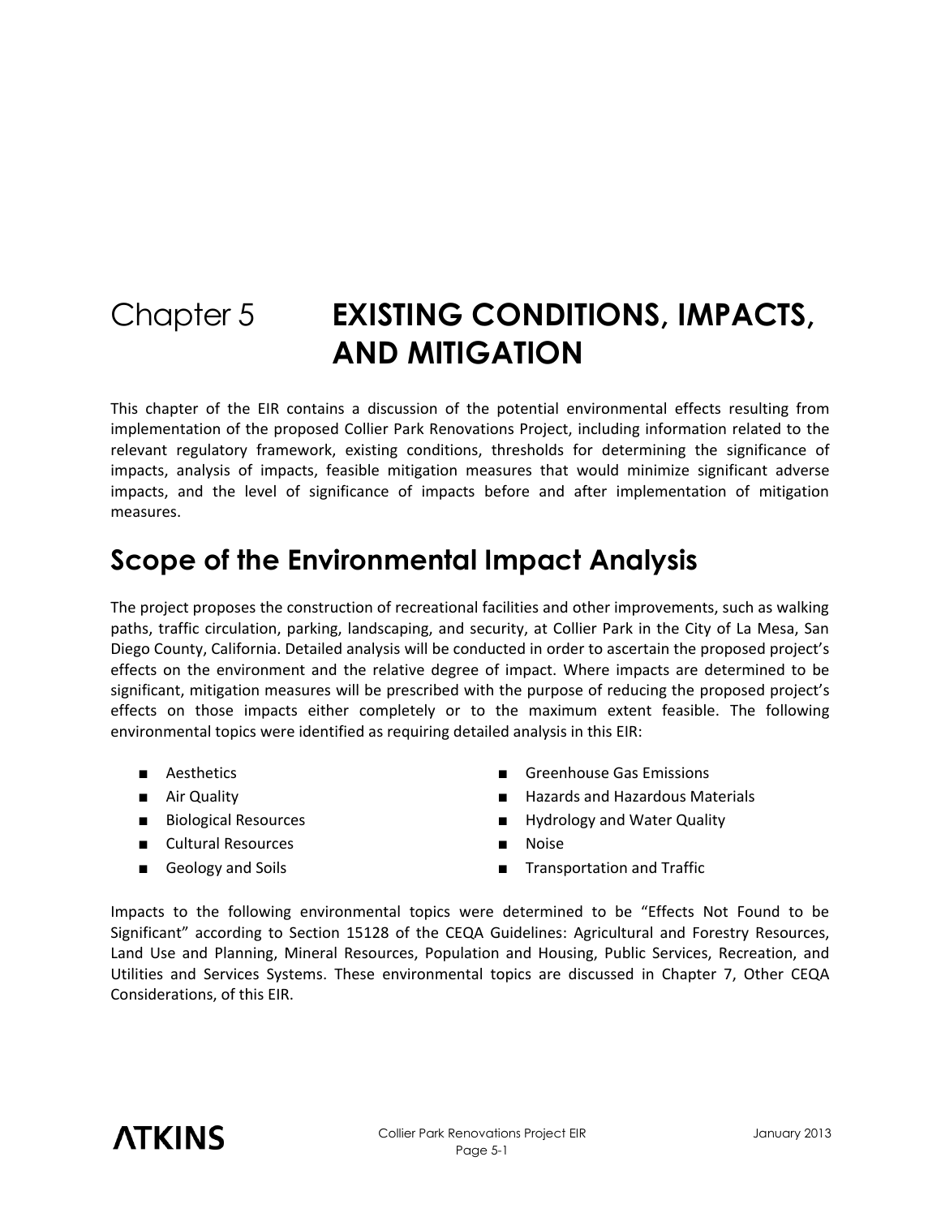# Chapter 5 EXISTING CONDITIONS, IMPACTS, AND MITIGATION

This chapter of the EIR contains a discussion of the potential environmental effects resulting from implementation of the proposed Collier Park Renovations Project, including information related to the relevant regulatory framework, existing conditions, thresholds for determining the significance of impacts, analysis of impacts, feasible mitigation measures that would minimize significant adverse impacts, and the level of significance of impacts before and after implementation of mitigation measures.

## Scope of the Environmental Impact Analysis

The project proposes the construction of recreational facilities and other improvements, such as walking paths, traffic circulation, parking, landscaping, and security, at Collier Park in the City of La Mesa, San Diego County, California. Detailed analysis will be conducted in order to ascertain the proposed project's effects on the environment and the relative degree of impact. Where impacts are determined to be significant, mitigation measures will be prescribed with the purpose of reducing the proposed project's effects on those impacts either completely or to the maximum extent feasible. The following environmental topics were identified as requiring detailed analysis in this EIR:

- Aesthetics
- Air Quality
- Biological Resources
- Cultural Resources
- Geology and Soils
- Greenhouse Gas Emissions
- Hazards and Hazardous Materials
- Hydrology and Water Quality
- Noise
- Transportation and Traffic

Impacts to the following environmental topics were determined to be "Effects Not Found to be Significant" according to Section 15128 of the CEQA Guidelines: Agricultural and Forestry Resources, Land Use and Planning, Mineral Resources, Population and Housing, Public Services, Recreation, and Utilities and Services Systems. These environmental topics are discussed in Chapter 7, Other CEQA Considerations, of this EIR.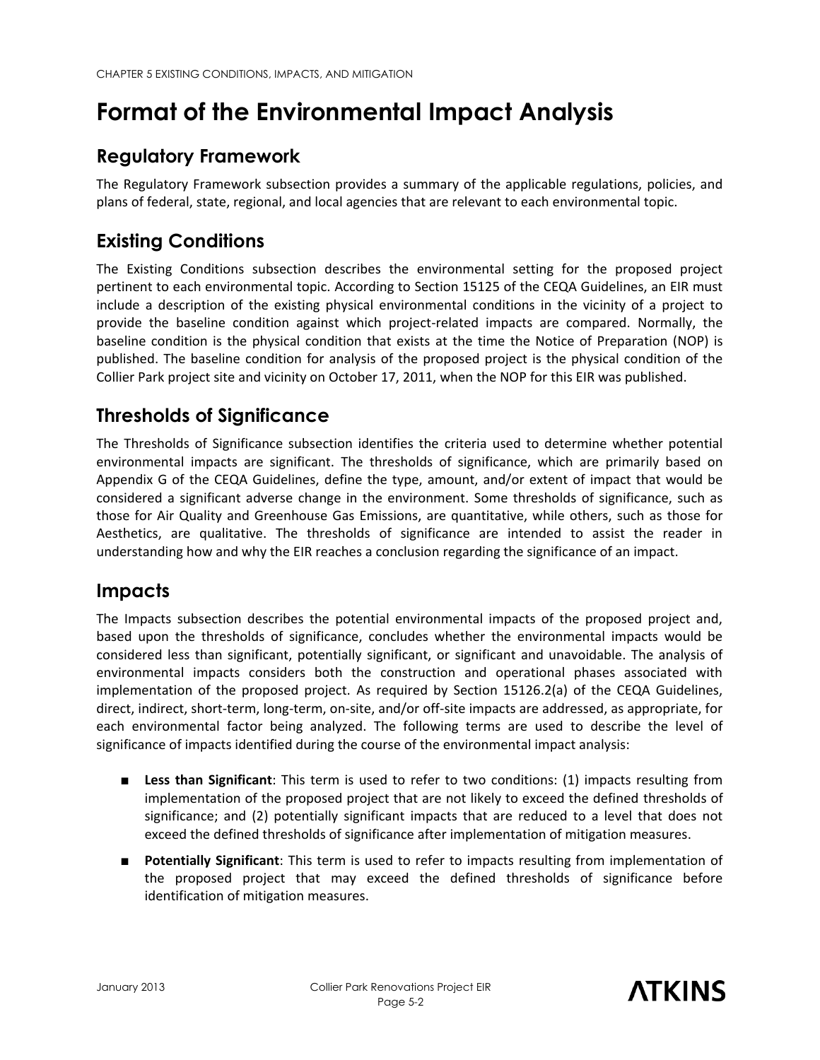# Format of the Environmental Impact Analysis

## Regulatory Framework

The Regulatory Framework subsection provides a summary of the applicable regulations, policies, and plans of federal, state, regional, and local agencies that are relevant to each environmental topic.

## Existing Conditions

The Existing Conditions subsection describes the environmental setting for the proposed project pertinent to each environmental topic. According to Section 15125 of the CEQA Guidelines, an EIR must include a description of the existing physical environmental conditions in the vicinity of a project to provide the baseline condition against which project-related impacts are compared. Normally, the baseline condition is the physical condition that exists at the time the Notice of Preparation (NOP) is published. The baseline condition for analysis of the proposed project is the physical condition of the Collier Park project site and vicinity on October 17, 2011, when the NOP for this EIR was published.

## Thresholds of Significance

The Thresholds of Significance subsection identifies the criteria used to determine whether potential environmental impacts are significant. The thresholds of significance, which are primarily based on Appendix G of the CEQA Guidelines, define the type, amount, and/or extent of impact that would be considered a significant adverse change in the environment. Some thresholds of significance, such as those for Air Quality and Greenhouse Gas Emissions, are quantitative, while others, such as those for Aesthetics, are qualitative. The thresholds of significance are intended to assist the reader in understanding how and why the EIR reaches a conclusion regarding the significance of an impact.

## Impacts

The Impacts subsection describes the potential environmental impacts of the proposed project and, based upon the thresholds of significance, concludes whether the environmental impacts would be considered less than significant, potentially significant, or significant and unavoidable. The analysis of environmental impacts considers both the construction and operational phases associated with implementation of the proposed project. As required by Section 15126.2(a) of the CEQA Guidelines, direct, indirect, short-term, long-term, on-site, and/or off-site impacts are addressed, as appropriate, for each environmental factor being analyzed. The following terms are used to describe the level of significance of impacts identified during the course of the environmental impact analysis:

- **Less than Significant**: This term is used to refer to two conditions: (1) impacts resulting from implementation of the proposed project that are not likely to exceed the defined thresholds of significance; and (2) potentially significant impacts that are reduced to a level that does not exceed the defined thresholds of significance after implementation of mitigation measures.
- **Potentially Significant**: This term is used to refer to impacts resulting from implementation of the proposed project that may exceed the defined thresholds of significance before identification of mitigation measures.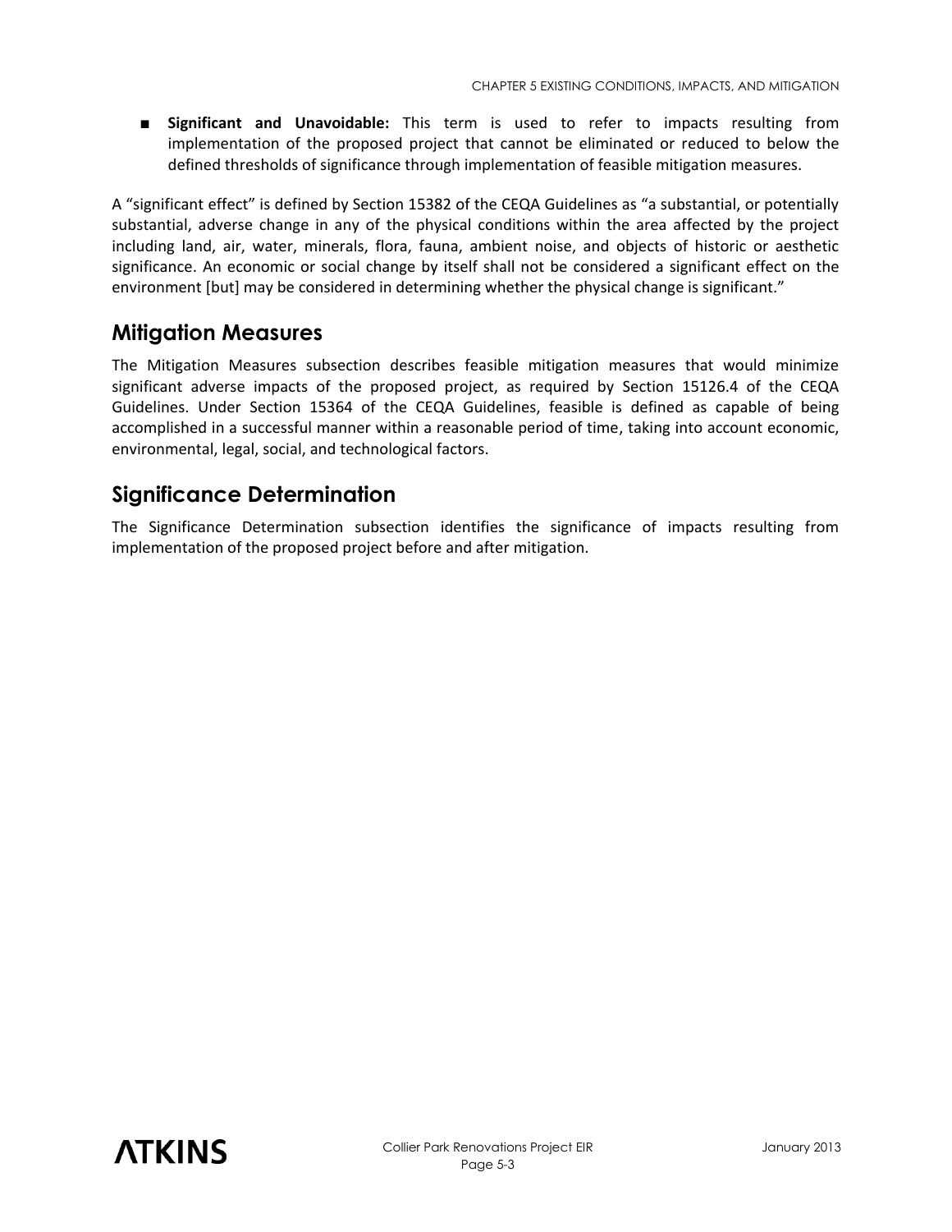- **Significant and Unavoidable:** This term is used to refer to impacts resulting from implementation of the proposed project that cannot be eliminated or reduced to below the defined thresholds of significance through implementation of feasible mitigation measures.

A "significant effect" is defined by Section 15382 of the CEQA Guidelines as "a substantial, or potentially substantial, adverse change in any of the physical conditions within the area affected by the project including land, air, water, minerals, flora, fauna, ambient noise, and objects of historic or aesthetic significance. An economic or social change by itself shall not be considered a significant effect on the environment [but] may be considered in determining whether the physical change is significant."

## Mitigation Measures

The Mitigation Measures subsection describes feasible mitigation measures that would minimize significant adverse impacts of the proposed project, as required by Section 15126.4 of the CEQA Guidelines. Under Section 15364 of the CEQA Guidelines, feasible is defined as capable of being accomplished in a successful manner within a reasonable period of time, taking into account economic, environmental, legal, social, and technological factors.

## Significance Determination

The Significance Determination subsection identifies the significance of impacts resulting from implementation of the proposed project before and after mitigation.